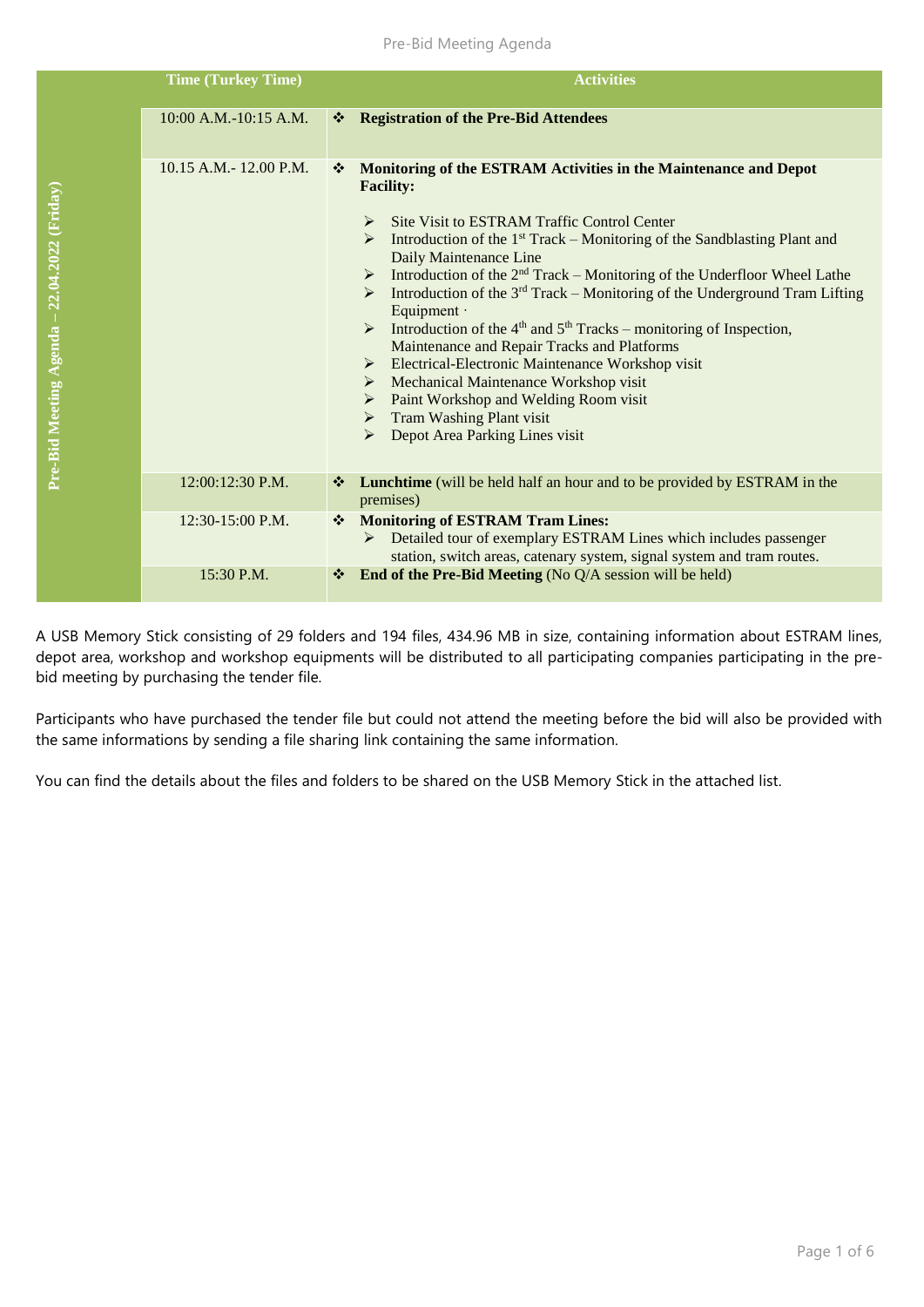| Pre-Bid Meeting Agenda – 22.04.2022 (Friday) | Time (Turkey Time) | Activities |
|---|---|---|
| | 10:00 A.M.-10:15 A.M. | ❖ **Registration of the Pre-Bid Attendees** |
| | 10.15 A.M.- 12.00 P.M. | ❖ **Monitoring of the ESTRAM Activities in the Maintenance and Depot Facility:**<br>➢ Site Visit to ESTRAM Traffic Control Center<br>➢ Introduction of the 1st Track – Monitoring of the Sandblasting Plant and Daily Maintenance Line<br>➢ Introduction of the 2nd Track – Monitoring of the Underfloor Wheel Lathe<br>➢ Introduction of the 3rd Track – Monitoring of the Underground Tram Lifting Equipment ·<br>➢ Introduction of the 4th and 5th Tracks – monitoring of Inspection, Maintenance and Repair Tracks and Platforms<br>➢ Electrical-Electronic Maintenance Workshop visit<br>➢ Mechanical Maintenance Workshop visit<br>➢ Paint Workshop and Welding Room visit<br>➢ Tram Washing Plant visit<br>➢ Depot Area Parking Lines visit |
| | 12:00:12:30 P.M. | ❖ **Lunchtime** (will be held half an hour and to be provided by ESTRAM in the premises) |
| | 12:30-15:00 P.M. | ❖ **Monitoring of ESTRAM Tram Lines:**<br>➢ Detailed tour of exemplary ESTRAM Lines which includes passenger station, switch areas, catenary system, signal system and tram routes. |
| | 15:30 P.M. | ❖ **End of the Pre-Bid Meeting** (No Q/A session will be held) |

A USB Memory Stick consisting of 29 folders and 194 files, 434.96 MB in size, containing information about ESTRAM lines, depot area, workshop and workshop equipments will be distributed to all participating companies participating in the pre-bid meeting by purchasing the tender file.

Participants who have purchased the tender file but could not attend the meeting before the bid will also be provided with the same informations by sending a file sharing link containing the same information.

You can find the details about the files and folders to be shared on the USB Memory Stick in the attached list.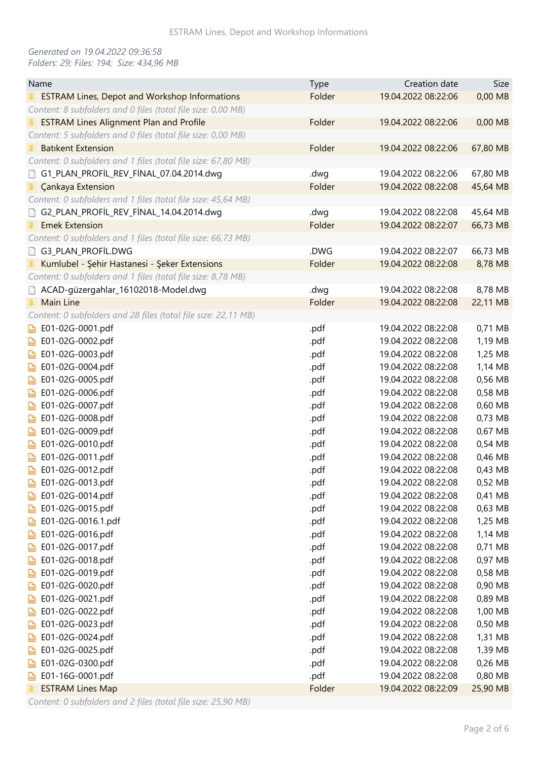*Generated on 19.04.2022 09:36:58*
*Folders: 29; Files: 194; Size: 434,96 MB*

| Name | Type | Creation date | Size |
|---|---|---|---|
| ESTRAM Lines, Depot and Workshop Informations | Folder | 19.04.2022 08:22:06 | 0,00 MB |
| *Content: 8 subfolders and 0 files (total file size: 0,00 MB)* | | | |
| ESTRAM Lines Alignment Plan and Profile | Folder | 19.04.2022 08:22:06 | 0,00 MB |
| *Content: 5 subfolders and 0 files (total file size: 0,00 MB)* | | | |
| Batıkent Extension | Folder | 19.04.2022 08:22:06 | 67,80 MB |
| *Content: 0 subfolders and 1 files (total file size: 67,80 MB)* | | | |
| G1_PLAN_PROFİL_REV_FİNAL_07.04.2014.dwg | .dwg | 19.04.2022 08:22:06 | 67,80 MB |
| Çankaya Extension | Folder | 19.04.2022 08:22:08 | 45,64 MB |
| *Content: 0 subfolders and 1 files (total file size: 45,64 MB)* | | | |
| G2_PLAN_PROFİL_REV_FİNAL_14.04.2014.dwg | .dwg | 19.04.2022 08:22:08 | 45,64 MB |
| Emek Extension | Folder | 19.04.2022 08:22:07 | 66,73 MB |
| *Content: 0 subfolders and 1 files (total file size: 66,73 MB)* | | | |
| G3_PLAN_PROFİL.DWG | .DWG | 19.04.2022 08:22:07 | 66,73 MB |
| Kumlubel - Şehir Hastanesi - Şeker Extensions | Folder | 19.04.2022 08:22:08 | 8,78 MB |
| *Content: 0 subfolders and 1 files (total file size: 8,78 MB)* | | | |
| ACAD-güzergahlar_16102018-Model.dwg | .dwg | 19.04.2022 08:22:08 | 8,78 MB |
| Main Line | Folder | 19.04.2022 08:22:08 | 22,11 MB |
| *Content: 0 subfolders and 28 files (total file size: 22,11 MB)* | | | |
| E01-02G-0001.pdf | .pdf | 19.04.2022 08:22:08 | 0,71 MB |
| E01-02G-0002.pdf | .pdf | 19.04.2022 08:22:08 | 1,19 MB |
| E01-02G-0003.pdf | .pdf | 19.04.2022 08:22:08 | 1,25 MB |
| E01-02G-0004.pdf | .pdf | 19.04.2022 08:22:08 | 1,14 MB |
| E01-02G-0005.pdf | .pdf | 19.04.2022 08:22:08 | 0,56 MB |
| E01-02G-0006.pdf | .pdf | 19.04.2022 08:22:08 | 0,58 MB |
| E01-02G-0007.pdf | .pdf | 19.04.2022 08:22:08 | 0,60 MB |
| E01-02G-0008.pdf | .pdf | 19.04.2022 08:22:08 | 0,73 MB |
| E01-02G-0009.pdf | .pdf | 19.04.2022 08:22:08 | 0,67 MB |
| E01-02G-0010.pdf | .pdf | 19.04.2022 08:22:08 | 0,54 MB |
| E01-02G-0011.pdf | .pdf | 19.04.2022 08:22:08 | 0,46 MB |
| E01-02G-0012.pdf | .pdf | 19.04.2022 08:22:08 | 0,43 MB |
| E01-02G-0013.pdf | .pdf | 19.04.2022 08:22:08 | 0,52 MB |
| E01-02G-0014.pdf | .pdf | 19.04.2022 08:22:08 | 0,41 MB |
| E01-02G-0015.pdf | .pdf | 19.04.2022 08:22:08 | 0,63 MB |
| E01-02G-0016.1.pdf | .pdf | 19.04.2022 08:22:08 | 1,25 MB |
| E01-02G-0016.pdf | .pdf | 19.04.2022 08:22:08 | 1,14 MB |
| E01-02G-0017.pdf | .pdf | 19.04.2022 08:22:08 | 0,71 MB |
| E01-02G-0018.pdf | .pdf | 19.04.2022 08:22:08 | 0,97 MB |
| E01-02G-0019.pdf | .pdf | 19.04.2022 08:22:08 | 0,58 MB |
| E01-02G-0020.pdf | .pdf | 19.04.2022 08:22:08 | 0,90 MB |
| E01-02G-0021.pdf | .pdf | 19.04.2022 08:22:08 | 0,89 MB |
| E01-02G-0022.pdf | .pdf | 19.04.2022 08:22:08 | 1,00 MB |
| E01-02G-0023.pdf | .pdf | 19.04.2022 08:22:08 | 0,50 MB |
| E01-02G-0024.pdf | .pdf | 19.04.2022 08:22:08 | 1,31 MB |
| E01-02G-0025.pdf | .pdf | 19.04.2022 08:22:08 | 1,39 MB |
| E01-02G-0300.pdf | .pdf | 19.04.2022 08:22:08 | 0,26 MB |
| E01-16G-0001.pdf | .pdf | 19.04.2022 08:22:08 | 0,80 MB |
| ESTRAM Lines Map | Folder | 19.04.2022 08:22:09 | 25,90 MB |
| *Content: 0 subfolders and 2 files (total file size: 25,90 MB)* | | | |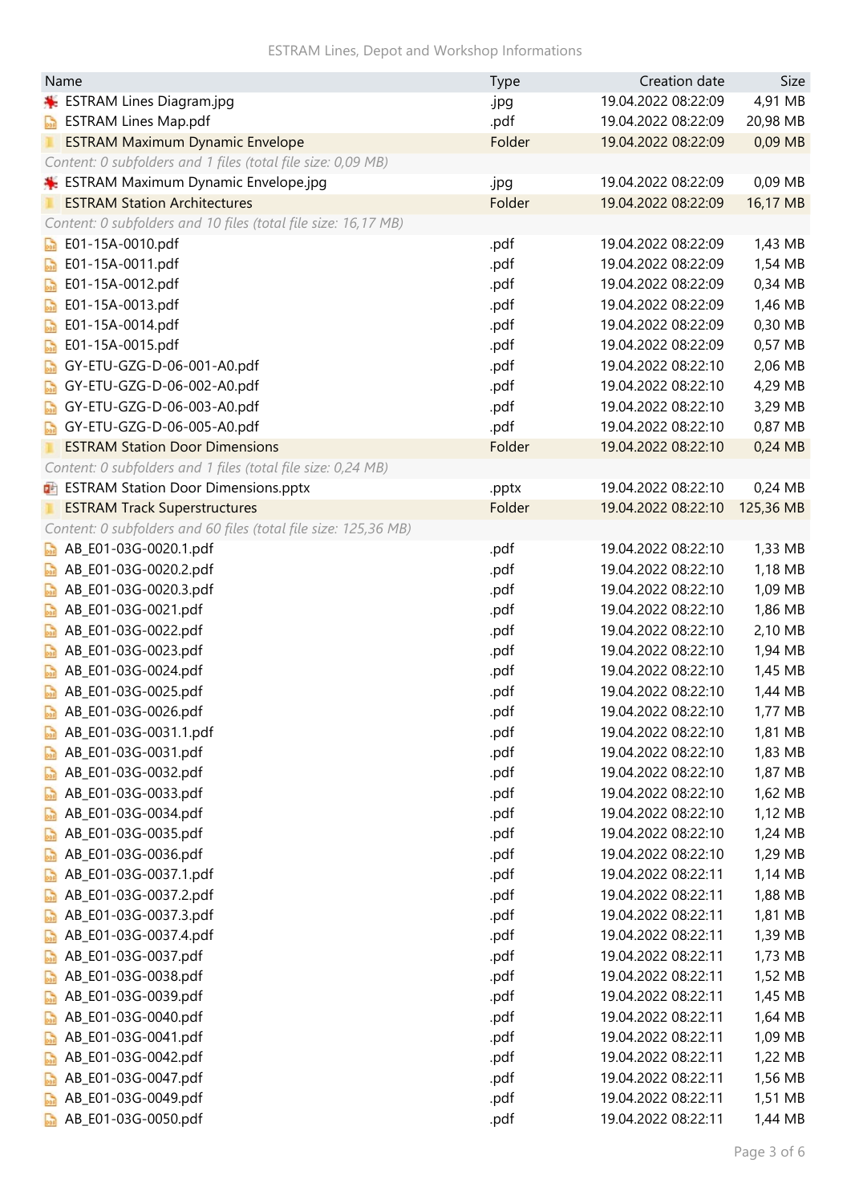| Name | Type | Creation date | Size |
|---|---|---|---|
| ESTRAM Lines Diagram.jpg | .jpg | 19.04.2022 08:22:09 | 4,91 MB |
| ESTRAM Lines Map.pdf | .pdf | 19.04.2022 08:22:09 | 20,98 MB |
| ESTRAM Maximum Dynamic Envelope | Folder | 19.04.2022 08:22:09 | 0,09 MB |
| *Content: 0 subfolders and 1 files (total file size: 0,09 MB)* | | | |
| ESTRAM Maximum Dynamic Envelope.jpg | .jpg | 19.04.2022 08:22:09 | 0,09 MB |
| ESTRAM Station Architectures | Folder | 19.04.2022 08:22:09 | 16,17 MB |
| *Content: 0 subfolders and 10 files (total file size: 16,17 MB)* | | | |
| E01-15A-0010.pdf | .pdf | 19.04.2022 08:22:09 | 1,43 MB |
| E01-15A-0011.pdf | .pdf | 19.04.2022 08:22:09 | 1,54 MB |
| E01-15A-0012.pdf | .pdf | 19.04.2022 08:22:09 | 0,34 MB |
| E01-15A-0013.pdf | .pdf | 19.04.2022 08:22:09 | 1,46 MB |
| E01-15A-0014.pdf | .pdf | 19.04.2022 08:22:09 | 0,30 MB |
| E01-15A-0015.pdf | .pdf | 19.04.2022 08:22:09 | 0,57 MB |
| GY-ETU-GZG-D-06-001-A0.pdf | .pdf | 19.04.2022 08:22:10 | 2,06 MB |
| GY-ETU-GZG-D-06-002-A0.pdf | .pdf | 19.04.2022 08:22:10 | 4,29 MB |
| GY-ETU-GZG-D-06-003-A0.pdf | .pdf | 19.04.2022 08:22:10 | 3,29 MB |
| GY-ETU-GZG-D-06-005-A0.pdf | .pdf | 19.04.2022 08:22:10 | 0,87 MB |
| ESTRAM Station Door Dimensions | Folder | 19.04.2022 08:22:10 | 0,24 MB |
| *Content: 0 subfolders and 1 files (total file size: 0,24 MB)* | | | |
| ESTRAM Station Door Dimensions.pptx | .pptx | 19.04.2022 08:22:10 | 0,24 MB |
| ESTRAM Track Superstructures | Folder | 19.04.2022 08:22:10 | 125,36 MB |
| *Content: 0 subfolders and 60 files (total file size: 125,36 MB)* | | | |
| AB_E01-03G-0020.1.pdf | .pdf | 19.04.2022 08:22:10 | 1,33 MB |
| AB_E01-03G-0020.2.pdf | .pdf | 19.04.2022 08:22:10 | 1,18 MB |
| AB_E01-03G-0020.3.pdf | .pdf | 19.04.2022 08:22:10 | 1,09 MB |
| AB_E01-03G-0021.pdf | .pdf | 19.04.2022 08:22:10 | 1,86 MB |
| AB_E01-03G-0022.pdf | .pdf | 19.04.2022 08:22:10 | 2,10 MB |
| AB_E01-03G-0023.pdf | .pdf | 19.04.2022 08:22:10 | 1,94 MB |
| AB_E01-03G-0024.pdf | .pdf | 19.04.2022 08:22:10 | 1,45 MB |
| AB_E01-03G-0025.pdf | .pdf | 19.04.2022 08:22:10 | 1,44 MB |
| AB_E01-03G-0026.pdf | .pdf | 19.04.2022 08:22:10 | 1,77 MB |
| AB_E01-03G-0031.1.pdf | .pdf | 19.04.2022 08:22:10 | 1,81 MB |
| AB_E01-03G-0031.pdf | .pdf | 19.04.2022 08:22:10 | 1,83 MB |
| AB_E01-03G-0032.pdf | .pdf | 19.04.2022 08:22:10 | 1,87 MB |
| AB_E01-03G-0033.pdf | .pdf | 19.04.2022 08:22:10 | 1,62 MB |
| AB_E01-03G-0034.pdf | .pdf | 19.04.2022 08:22:10 | 1,12 MB |
| AB_E01-03G-0035.pdf | .pdf | 19.04.2022 08:22:10 | 1,24 MB |
| AB_E01-03G-0036.pdf | .pdf | 19.04.2022 08:22:10 | 1,29 MB |
| AB_E01-03G-0037.1.pdf | .pdf | 19.04.2022 08:22:11 | 1,14 MB |
| AB_E01-03G-0037.2.pdf | .pdf | 19.04.2022 08:22:11 | 1,88 MB |
| AB_E01-03G-0037.3.pdf | .pdf | 19.04.2022 08:22:11 | 1,81 MB |
| AB_E01-03G-0037.4.pdf | .pdf | 19.04.2022 08:22:11 | 1,39 MB |
| AB_E01-03G-0037.pdf | .pdf | 19.04.2022 08:22:11 | 1,73 MB |
| AB_E01-03G-0038.pdf | .pdf | 19.04.2022 08:22:11 | 1,52 MB |
| AB_E01-03G-0039.pdf | .pdf | 19.04.2022 08:22:11 | 1,45 MB |
| AB_E01-03G-0040.pdf | .pdf | 19.04.2022 08:22:11 | 1,64 MB |
| AB_E01-03G-0041.pdf | .pdf | 19.04.2022 08:22:11 | 1,09 MB |
| AB_E01-03G-0042.pdf | .pdf | 19.04.2022 08:22:11 | 1,22 MB |
| AB_E01-03G-0047.pdf | .pdf | 19.04.2022 08:22:11 | 1,56 MB |
| AB_E01-03G-0049.pdf | .pdf | 19.04.2022 08:22:11 | 1,51 MB |
| AB_E01-03G-0050.pdf | .pdf | 19.04.2022 08:22:11 | 1,44 MB |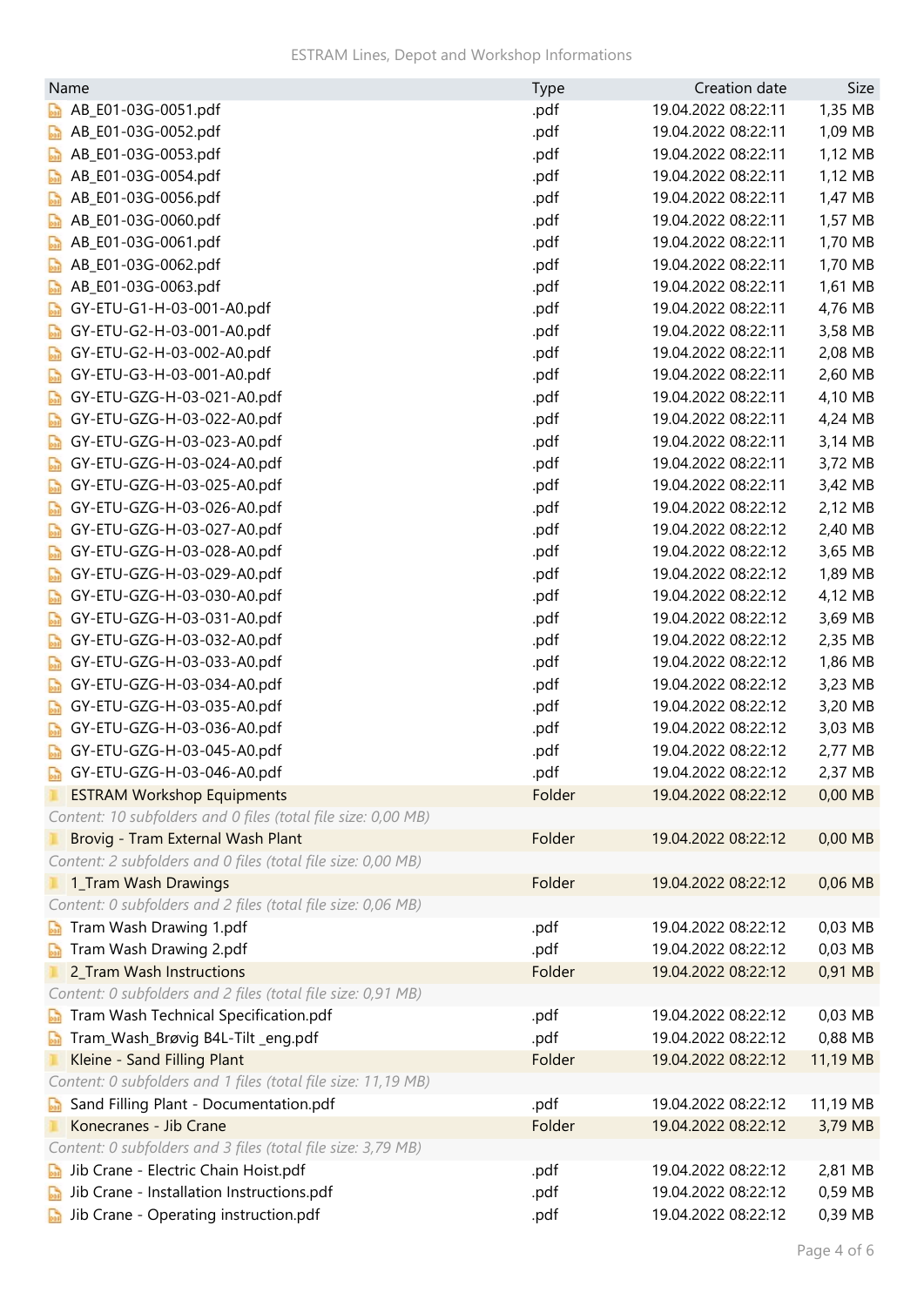| Name | Type | Creation date | Size |
|---|---|---|---|
| AB_E01-03G-0051.pdf | .pdf | 19.04.2022 08:22:11 | 1,35 MB |
| AB_E01-03G-0052.pdf | .pdf | 19.04.2022 08:22:11 | 1,09 MB |
| AB_E01-03G-0053.pdf | .pdf | 19.04.2022 08:22:11 | 1,12 MB |
| AB_E01-03G-0054.pdf | .pdf | 19.04.2022 08:22:11 | 1,12 MB |
| AB_E01-03G-0056.pdf | .pdf | 19.04.2022 08:22:11 | 1,47 MB |
| AB_E01-03G-0060.pdf | .pdf | 19.04.2022 08:22:11 | 1,57 MB |
| AB_E01-03G-0061.pdf | .pdf | 19.04.2022 08:22:11 | 1,70 MB |
| AB_E01-03G-0062.pdf | .pdf | 19.04.2022 08:22:11 | 1,70 MB |
| AB_E01-03G-0063.pdf | .pdf | 19.04.2022 08:22:11 | 1,61 MB |
| GY-ETU-G1-H-03-001-A0.pdf | .pdf | 19.04.2022 08:22:11 | 4,76 MB |
| GY-ETU-G2-H-03-001-A0.pdf | .pdf | 19.04.2022 08:22:11 | 3,58 MB |
| GY-ETU-G2-H-03-002-A0.pdf | .pdf | 19.04.2022 08:22:11 | 2,08 MB |
| GY-ETU-G3-H-03-001-A0.pdf | .pdf | 19.04.2022 08:22:11 | 2,60 MB |
| GY-ETU-GZG-H-03-021-A0.pdf | .pdf | 19.04.2022 08:22:11 | 4,10 MB |
| GY-ETU-GZG-H-03-022-A0.pdf | .pdf | 19.04.2022 08:22:11 | 4,24 MB |
| GY-ETU-GZG-H-03-023-A0.pdf | .pdf | 19.04.2022 08:22:11 | 3,14 MB |
| GY-ETU-GZG-H-03-024-A0.pdf | .pdf | 19.04.2022 08:22:11 | 3,72 MB |
| GY-ETU-GZG-H-03-025-A0.pdf | .pdf | 19.04.2022 08:22:11 | 3,42 MB |
| GY-ETU-GZG-H-03-026-A0.pdf | .pdf | 19.04.2022 08:22:12 | 2,12 MB |
| GY-ETU-GZG-H-03-027-A0.pdf | .pdf | 19.04.2022 08:22:12 | 2,40 MB |
| GY-ETU-GZG-H-03-028-A0.pdf | .pdf | 19.04.2022 08:22:12 | 3,65 MB |
| GY-ETU-GZG-H-03-029-A0.pdf | .pdf | 19.04.2022 08:22:12 | 1,89 MB |
| GY-ETU-GZG-H-03-030-A0.pdf | .pdf | 19.04.2022 08:22:12 | 4,12 MB |
| GY-ETU-GZG-H-03-031-A0.pdf | .pdf | 19.04.2022 08:22:12 | 3,69 MB |
| GY-ETU-GZG-H-03-032-A0.pdf | .pdf | 19.04.2022 08:22:12 | 2,35 MB |
| GY-ETU-GZG-H-03-033-A0.pdf | .pdf | 19.04.2022 08:22:12 | 1,86 MB |
| GY-ETU-GZG-H-03-034-A0.pdf | .pdf | 19.04.2022 08:22:12 | 3,23 MB |
| GY-ETU-GZG-H-03-035-A0.pdf | .pdf | 19.04.2022 08:22:12 | 3,20 MB |
| GY-ETU-GZG-H-03-036-A0.pdf | .pdf | 19.04.2022 08:22:12 | 3,03 MB |
| GY-ETU-GZG-H-03-045-A0.pdf | .pdf | 19.04.2022 08:22:12 | 2,77 MB |
| GY-ETU-GZG-H-03-046-A0.pdf | .pdf | 19.04.2022 08:22:12 | 2,37 MB |
| ESTRAM Workshop Equipments | Folder | 19.04.2022 08:22:12 | 0,00 MB |
| *Content: 10 subfolders and 0 files (total file size: 0,00 MB)* | | | |
| Brovig - Tram External Wash Plant | Folder | 19.04.2022 08:22:12 | 0,00 MB |
| *Content: 2 subfolders and 0 files (total file size: 0,00 MB)* | | | |
| 1_Tram Wash Drawings | Folder | 19.04.2022 08:22:12 | 0,06 MB |
| *Content: 0 subfolders and 2 files (total file size: 0,06 MB)* | | | |
| Tram Wash Drawing 1.pdf | .pdf | 19.04.2022 08:22:12 | 0,03 MB |
| Tram Wash Drawing 2.pdf | .pdf | 19.04.2022 08:22:12 | 0,03 MB |
| 2_Tram Wash Instructions | Folder | 19.04.2022 08:22:12 | 0,91 MB |
| *Content: 0 subfolders and 2 files (total file size: 0,91 MB)* | | | |
| Tram Wash Technical Specification.pdf | .pdf | 19.04.2022 08:22:12 | 0,03 MB |
| Tram_Wash_Brøvig B4L-Tilt _eng.pdf | .pdf | 19.04.2022 08:22:12 | 0,88 MB |
| Kleine - Sand Filling Plant | Folder | 19.04.2022 08:22:12 | 11,19 MB |
| *Content: 0 subfolders and 1 files (total file size: 11,19 MB)* | | | |
| Sand Filling Plant - Documentation.pdf | .pdf | 19.04.2022 08:22:12 | 11,19 MB |
| Konecranes - Jib Crane | Folder | 19.04.2022 08:22:12 | 3,79 MB |
| *Content: 0 subfolders and 3 files (total file size: 3,79 MB)* | | | |
| Jib Crane - Electric Chain Hoist.pdf | .pdf | 19.04.2022 08:22:12 | 2,81 MB |
| Jib Crane - Installation Instructions.pdf | .pdf | 19.04.2022 08:22:12 | 0,59 MB |
| Jib Crane - Operating instruction.pdf | .pdf | 19.04.2022 08:22:12 | 0,39 MB |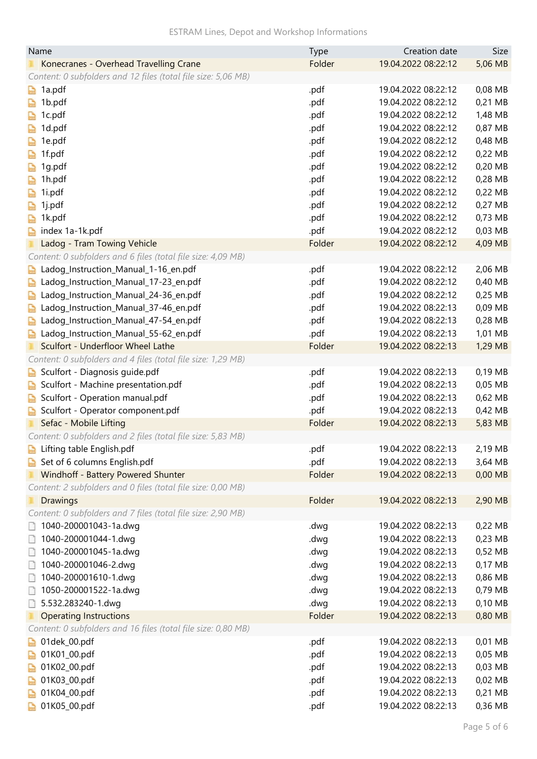| Name | Type | Creation date | Size |
|---|---|---|---|
| Konecranes - Overhead Travelling Crane | Folder | 19.04.2022 08:22:12 | 5,06 MB |
| *Content: 0 subfolders and 12 files (total file size: 5,06 MB)* | | | |
| 1a.pdf | .pdf | 19.04.2022 08:22:12 | 0,08 MB |
| 1b.pdf | .pdf | 19.04.2022 08:22:12 | 0,21 MB |
| 1c.pdf | .pdf | 19.04.2022 08:22:12 | 1,48 MB |
| 1d.pdf | .pdf | 19.04.2022 08:22:12 | 0,87 MB |
| 1e.pdf | .pdf | 19.04.2022 08:22:12 | 0,48 MB |
| 1f.pdf | .pdf | 19.04.2022 08:22:12 | 0,22 MB |
| 1g.pdf | .pdf | 19.04.2022 08:22:12 | 0,20 MB |
| 1h.pdf | .pdf | 19.04.2022 08:22:12 | 0,28 MB |
| 1i.pdf | .pdf | 19.04.2022 08:22:12 | 0,22 MB |
| 1j.pdf | .pdf | 19.04.2022 08:22:12 | 0,27 MB |
| 1k.pdf | .pdf | 19.04.2022 08:22:12 | 0,73 MB |
| index 1a-1k.pdf | .pdf | 19.04.2022 08:22:12 | 0,03 MB |
| Ladog - Tram Towing Vehicle | Folder | 19.04.2022 08:22:12 | 4,09 MB |
| *Content: 0 subfolders and 6 files (total file size: 4,09 MB)* | | | |
| Ladog_Instruction_Manual_1-16_en.pdf | .pdf | 19.04.2022 08:22:12 | 2,06 MB |
| Ladog_Instruction_Manual_17-23_en.pdf | .pdf | 19.04.2022 08:22:12 | 0,40 MB |
| Ladog_Instruction_Manual_24-36_en.pdf | .pdf | 19.04.2022 08:22:12 | 0,25 MB |
| Ladog_Instruction_Manual_37-46_en.pdf | .pdf | 19.04.2022 08:22:13 | 0,09 MB |
| Ladog_Instruction_Manual_47-54_en.pdf | .pdf | 19.04.2022 08:22:13 | 0,28 MB |
| Ladog_Instruction_Manual_55-62_en.pdf | .pdf | 19.04.2022 08:22:13 | 1,01 MB |
| Sculfort - Underfloor Wheel Lathe | Folder | 19.04.2022 08:22:13 | 1,29 MB |
| *Content: 0 subfolders and 4 files (total file size: 1,29 MB)* | | | |
| Sculfort - Diagnosis guide.pdf | .pdf | 19.04.2022 08:22:13 | 0,19 MB |
| Sculfort - Machine presentation.pdf | .pdf | 19.04.2022 08:22:13 | 0,05 MB |
| Sculfort - Operation manual.pdf | .pdf | 19.04.2022 08:22:13 | 0,62 MB |
| Sculfort - Operator component.pdf | .pdf | 19.04.2022 08:22:13 | 0,42 MB |
| Sefac - Mobile Lifting | Folder | 19.04.2022 08:22:13 | 5,83 MB |
| *Content: 0 subfolders and 2 files (total file size: 5,83 MB)* | | | |
| Lifting table English.pdf | .pdf | 19.04.2022 08:22:13 | 2,19 MB |
| Set of 6 columns English.pdf | .pdf | 19.04.2022 08:22:13 | 3,64 MB |
| Windhoff - Battery Powered Shunter | Folder | 19.04.2022 08:22:13 | 0,00 MB |
| *Content: 2 subfolders and 0 files (total file size: 0,00 MB)* | | | |
| Drawings | Folder | 19.04.2022 08:22:13 | 2,90 MB |
| *Content: 0 subfolders and 7 files (total file size: 2,90 MB)* | | | |
| 1040-200001043-1a.dwg | .dwg | 19.04.2022 08:22:13 | 0,22 MB |
| 1040-200001044-1.dwg | .dwg | 19.04.2022 08:22:13 | 0,23 MB |
| 1040-200001045-1a.dwg | .dwg | 19.04.2022 08:22:13 | 0,52 MB |
| 1040-200001046-2.dwg | .dwg | 19.04.2022 08:22:13 | 0,17 MB |
| 1040-200001610-1.dwg | .dwg | 19.04.2022 08:22:13 | 0,86 MB |
| 1050-200001522-1a.dwg | .dwg | 19.04.2022 08:22:13 | 0,79 MB |
| 5.532.283240-1.dwg | .dwg | 19.04.2022 08:22:13 | 0,10 MB |
| Operating Instructions | Folder | 19.04.2022 08:22:13 | 0,80 MB |
| *Content: 0 subfolders and 16 files (total file size: 0,80 MB)* | | | |
| 01dek_00.pdf | .pdf | 19.04.2022 08:22:13 | 0,01 MB |
| 01K01_00.pdf | .pdf | 19.04.2022 08:22:13 | 0,05 MB |
| 01K02_00.pdf | .pdf | 19.04.2022 08:22:13 | 0,03 MB |
| 01K03_00.pdf | .pdf | 19.04.2022 08:22:13 | 0,02 MB |
| 01K04_00.pdf | .pdf | 19.04.2022 08:22:13 | 0,21 MB |
| 01K05_00.pdf | .pdf | 19.04.2022 08:22:13 | 0,36 MB |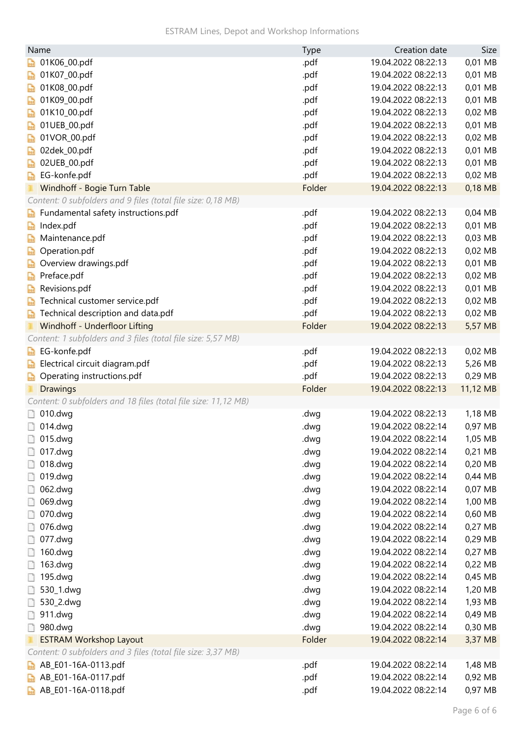| Name | Type | Creation date | Size |
|---|---|---|---|
| 01K06_00.pdf | .pdf | 19.04.2022 08:22:13 | 0,01 MB |
| 01K07_00.pdf | .pdf | 19.04.2022 08:22:13 | 0,01 MB |
| 01K08_00.pdf | .pdf | 19.04.2022 08:22:13 | 0,01 MB |
| 01K09_00.pdf | .pdf | 19.04.2022 08:22:13 | 0,01 MB |
| 01K10_00.pdf | .pdf | 19.04.2022 08:22:13 | 0,02 MB |
| 01UEB_00.pdf | .pdf | 19.04.2022 08:22:13 | 0,01 MB |
| 01VOR_00.pdf | .pdf | 19.04.2022 08:22:13 | 0,02 MB |
| 02dek_00.pdf | .pdf | 19.04.2022 08:22:13 | 0,01 MB |
| 02UEB_00.pdf | .pdf | 19.04.2022 08:22:13 | 0,01 MB |
| EG-konfe.pdf | .pdf | 19.04.2022 08:22:13 | 0,02 MB |
| Windhoff - Bogie Turn Table | Folder | 19.04.2022 08:22:13 | 0,18 MB |
| *Content: 0 subfolders and 9 files (total file size: 0,18 MB)* | | | |
| Fundamental safety instructions.pdf | .pdf | 19.04.2022 08:22:13 | 0,04 MB |
| Index.pdf | .pdf | 19.04.2022 08:22:13 | 0,01 MB |
| Maintenance.pdf | .pdf | 19.04.2022 08:22:13 | 0,03 MB |
| Operation.pdf | .pdf | 19.04.2022 08:22:13 | 0,02 MB |
| Overview drawings.pdf | .pdf | 19.04.2022 08:22:13 | 0,01 MB |
| Preface.pdf | .pdf | 19.04.2022 08:22:13 | 0,02 MB |
| Revisions.pdf | .pdf | 19.04.2022 08:22:13 | 0,01 MB |
| Technical customer service.pdf | .pdf | 19.04.2022 08:22:13 | 0,02 MB |
| Technical description and data.pdf | .pdf | 19.04.2022 08:22:13 | 0,02 MB |
| Windhoff - Underfloor Lifting | Folder | 19.04.2022 08:22:13 | 5,57 MB |
| *Content: 1 subfolders and 3 files (total file size: 5,57 MB)* | | | |
| EG-konfe.pdf | .pdf | 19.04.2022 08:22:13 | 0,02 MB |
| Electrical circuit diagram.pdf | .pdf | 19.04.2022 08:22:13 | 5,26 MB |
| Operating instructions.pdf | .pdf | 19.04.2022 08:22:13 | 0,29 MB |
| Drawings | Folder | 19.04.2022 08:22:13 | 11,12 MB |
| *Content: 0 subfolders and 18 files (total file size: 11,12 MB)* | | | |
| 010.dwg | .dwg | 19.04.2022 08:22:13 | 1,18 MB |
| 014.dwg | .dwg | 19.04.2022 08:22:14 | 0,97 MB |
| 015.dwg | .dwg | 19.04.2022 08:22:14 | 1,05 MB |
| 017.dwg | .dwg | 19.04.2022 08:22:14 | 0,21 MB |
| 018.dwg | .dwg | 19.04.2022 08:22:14 | 0,20 MB |
| 019.dwg | .dwg | 19.04.2022 08:22:14 | 0,44 MB |
| 062.dwg | .dwg | 19.04.2022 08:22:14 | 0,07 MB |
| 069.dwg | .dwg | 19.04.2022 08:22:14 | 1,00 MB |
| 070.dwg | .dwg | 19.04.2022 08:22:14 | 0,60 MB |
| 076.dwg | .dwg | 19.04.2022 08:22:14 | 0,27 MB |
| 077.dwg | .dwg | 19.04.2022 08:22:14 | 0,29 MB |
| 160.dwg | .dwg | 19.04.2022 08:22:14 | 0,27 MB |
| 163.dwg | .dwg | 19.04.2022 08:22:14 | 0,22 MB |
| 195.dwg | .dwg | 19.04.2022 08:22:14 | 0,45 MB |
| 530_1.dwg | .dwg | 19.04.2022 08:22:14 | 1,20 MB |
| 530_2.dwg | .dwg | 19.04.2022 08:22:14 | 1,93 MB |
| 911.dwg | .dwg | 19.04.2022 08:22:14 | 0,49 MB |
| 980.dwg | .dwg | 19.04.2022 08:22:14 | 0,30 MB |
| ESTRAM Workshop Layout | Folder | 19.04.2022 08:22:14 | 3,37 MB |
| *Content: 0 subfolders and 3 files (total file size: 3,37 MB)* | | | |
| AB_E01-16A-0113.pdf | .pdf | 19.04.2022 08:22:14 | 1,48 MB |
| AB_E01-16A-0117.pdf | .pdf | 19.04.2022 08:22:14 | 0,92 MB |
| AB_E01-16A-0118.pdf | .pdf | 19.04.2022 08:22:14 | 0,97 MB |